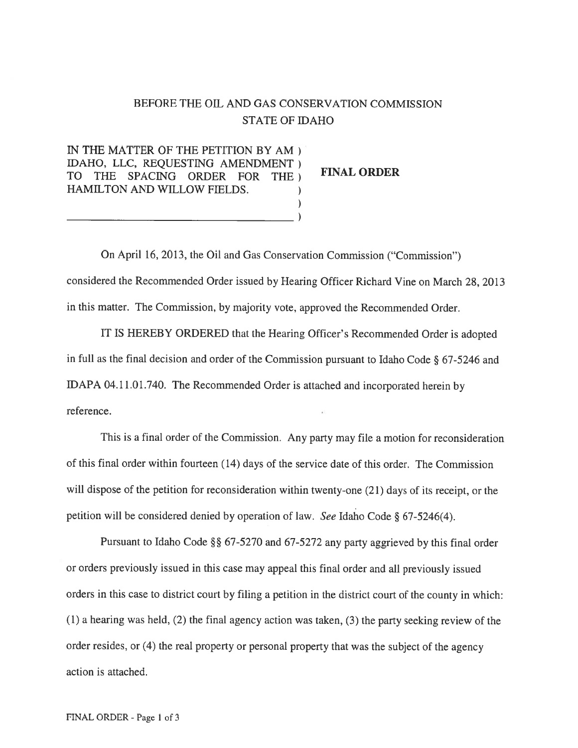BEFORE THE OIL AND GAS CONSERVATION COMMISSION
STATE OF IDAHO

IN THE MATTER OF THE PETITION BY AM IDAHO, LLC, REQUESTING AMENDMENT TO THE SPACING ORDER FOR THE HAMILTON AND WILLOW FIELDS.

**FINAL ORDER**

On April 16, 2013, the Oil and Gas Conservation Commission ("Commission") considered the Recommended Order issued by Hearing Officer Richard Vine on March 28, 2013 in this matter. The Commission, by majority vote, approved the Recommended Order.

IT IS HEREBY ORDERED that the Hearing Officer's Recommended Order is adopted in full as the final decision and order of the Commission pursuant to Idaho Code § 67-5246 and IDAPA 04.11.01.740. The Recommended Order is attached and incorporated herein by reference.

This is a final order of the Commission. Any party may file a motion for reconsideration of this final order within fourteen (14) days of the service date of this order. The Commission will dispose of the petition for reconsideration within twenty-one (21) days of its receipt, or the petition will be considered denied by operation of law. *See* Idaho Code § 67-5246(4).

Pursuant to Idaho Code §§ 67-5270 and 67-5272 any party aggrieved by this final order or orders previously issued in this case may appeal this final order and all previously issued orders in this case to district court by filing a petition in the district court of the county in which: (1) a hearing was held, (2) the final agency action was taken, (3) the party seeking review of the order resides, or (4) the real property or personal property that was the subject of the agency action is attached.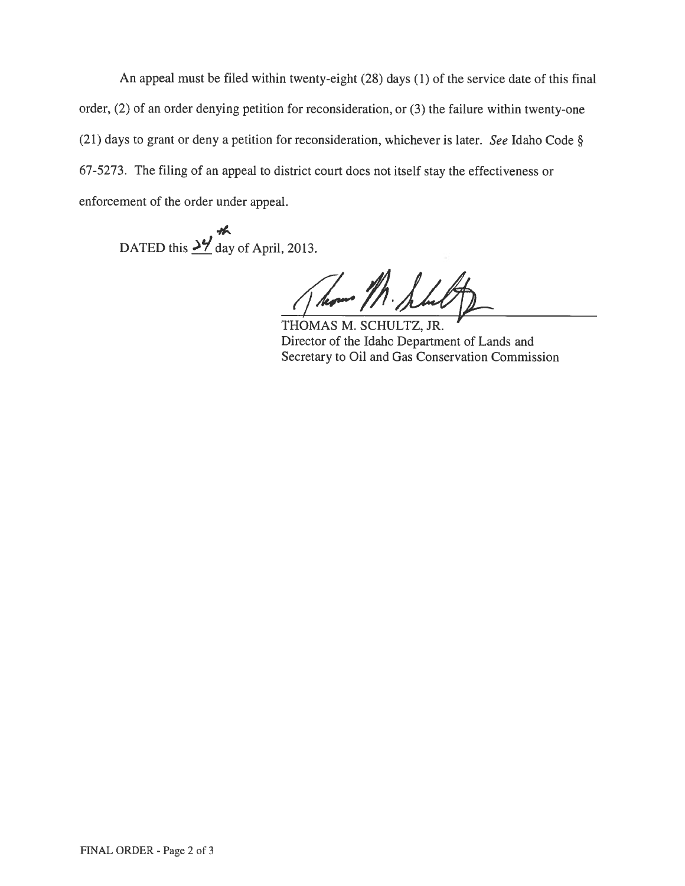An appeal must be filed within twenty-eight (28) days (1) of the service date of this final order, (2) of an order denying petition for reconsideration, or (3) the failure within twenty-one (21) days to grant or deny a petition for reconsideration, whichever is later. *See* Idaho Code § 67-5273. The filing of an appeal to district court does not itself stay the effectiveness or enforcement of the order under appeal.

DATED this 24th day of April, 2013.

THOMAS M. SCHULTZ, JR.
Director of the Idaho Department of Lands and
Secretary to Oil and Gas Conservation Commission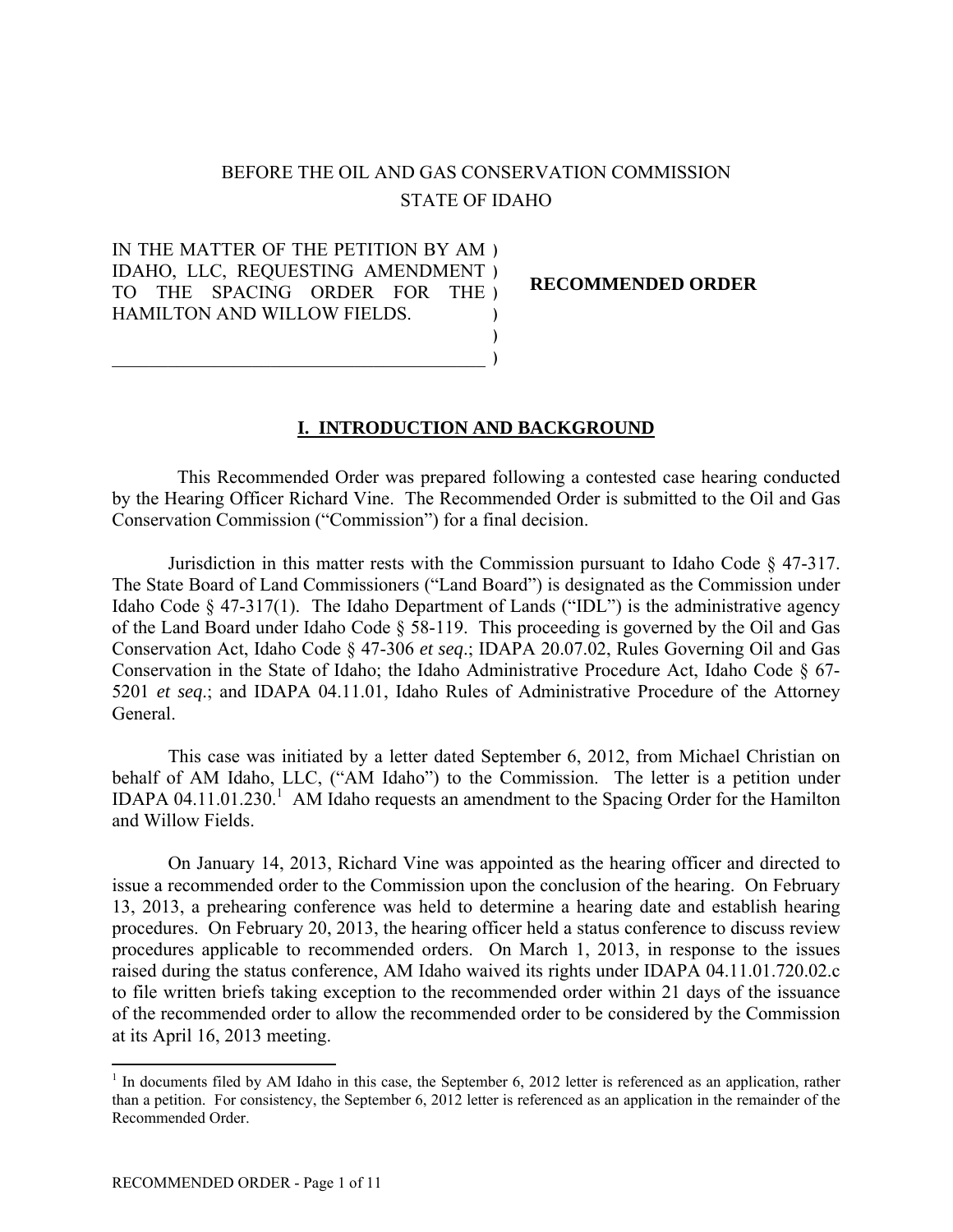BEFORE THE OIL AND GAS CONSERVATION COMMISSION

STATE OF IDAHO

IN THE MATTER OF THE PETITION BY AM IDAHO, LLC, REQUESTING AMENDMENT TO THE SPACING ORDER FOR THE HAMILTON AND WILLOW FIELDS.

**RECOMMENDED ORDER**

## I. INTRODUCTION AND BACKGROUND

This Recommended Order was prepared following a contested case hearing conducted by the Hearing Officer Richard Vine. The Recommended Order is submitted to the Oil and Gas Conservation Commission ("Commission") for a final decision.

Jurisdiction in this matter rests with the Commission pursuant to Idaho Code § 47-317. The State Board of Land Commissioners ("Land Board") is designated as the Commission under Idaho Code § 47-317(1). The Idaho Department of Lands ("IDL") is the administrative agency of the Land Board under Idaho Code § 58-119. This proceeding is governed by the Oil and Gas Conservation Act, Idaho Code § 47-306 *et seq*.; IDAPA 20.07.02, Rules Governing Oil and Gas Conservation in the State of Idaho; the Idaho Administrative Procedure Act, Idaho Code § 67-5201 *et seq*.; and IDAPA 04.11.01, Idaho Rules of Administrative Procedure of the Attorney General.

This case was initiated by a letter dated September 6, 2012, from Michael Christian on behalf of AM Idaho, LLC, ("AM Idaho") to the Commission. The letter is a petition under IDAPA 04.11.01.230.[1] AM Idaho requests an amendment to the Spacing Order for the Hamilton and Willow Fields.

On January 14, 2013, Richard Vine was appointed as the hearing officer and directed to issue a recommended order to the Commission upon the conclusion of the hearing. On February 13, 2013, a prehearing conference was held to determine a hearing date and establish hearing procedures. On February 20, 2013, the hearing officer held a status conference to discuss review procedures applicable to recommended orders. On March 1, 2013, in response to the issues raised during the status conference, AM Idaho waived its rights under IDAPA 04.11.01.720.02.c to file written briefs taking exception to the recommended order within 21 days of the issuance of the recommended order to allow the recommended order to be considered by the Commission at its April 16, 2013 meeting.

[1] In documents filed by AM Idaho in this case, the September 6, 2012 letter is referenced as an application, rather than a petition. For consistency, the September 6, 2012 letter is referenced as an application in the remainder of the Recommended Order.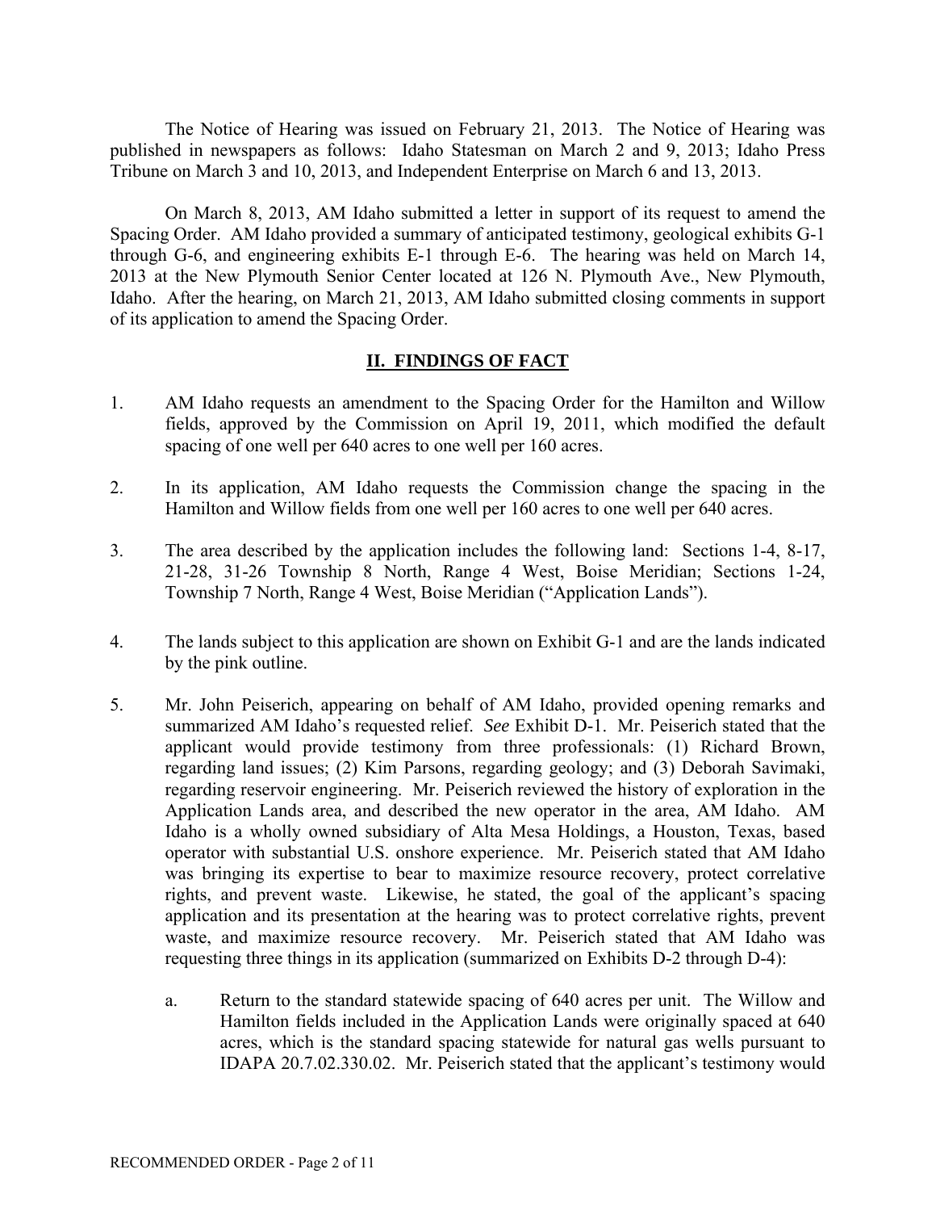The Notice of Hearing was issued on February 21, 2013. The Notice of Hearing was published in newspapers as follows: Idaho Statesman on March 2 and 9, 2013; Idaho Press Tribune on March 3 and 10, 2013, and Independent Enterprise on March 6 and 13, 2013.

On March 8, 2013, AM Idaho submitted a letter in support of its request to amend the Spacing Order. AM Idaho provided a summary of anticipated testimony, geological exhibits G-1 through G-6, and engineering exhibits E-1 through E-6. The hearing was held on March 14, 2013 at the New Plymouth Senior Center located at 126 N. Plymouth Ave., New Plymouth, Idaho. After the hearing, on March 21, 2013, AM Idaho submitted closing comments in support of its application to amend the Spacing Order.

## II. FINDINGS OF FACT

1. AM Idaho requests an amendment to the Spacing Order for the Hamilton and Willow fields, approved by the Commission on April 19, 2011, which modified the default spacing of one well per 640 acres to one well per 160 acres.

2. In its application, AM Idaho requests the Commission change the spacing in the Hamilton and Willow fields from one well per 160 acres to one well per 640 acres.

3. The area described by the application includes the following land: Sections 1-4, 8-17, 21-28, 31-26 Township 8 North, Range 4 West, Boise Meridian; Sections 1-24, Township 7 North, Range 4 West, Boise Meridian ("Application Lands").

4. The lands subject to this application are shown on Exhibit G-1 and are the lands indicated by the pink outline.

5. Mr. John Peiserich, appearing on behalf of AM Idaho, provided opening remarks and summarized AM Idaho's requested relief. *See* Exhibit D-1. Mr. Peiserich stated that the applicant would provide testimony from three professionals: (1) Richard Brown, regarding land issues; (2) Kim Parsons, regarding geology; and (3) Deborah Savimaki, regarding reservoir engineering. Mr. Peiserich reviewed the history of exploration in the Application Lands area, and described the new operator in the area, AM Idaho. AM Idaho is a wholly owned subsidiary of Alta Mesa Holdings, a Houston, Texas, based operator with substantial U.S. onshore experience. Mr. Peiserich stated that AM Idaho was bringing its expertise to bear to maximize resource recovery, protect correlative rights, and prevent waste. Likewise, he stated, the goal of the applicant's spacing application and its presentation at the hearing was to protect correlative rights, prevent waste, and maximize resource recovery. Mr. Peiserich stated that AM Idaho was requesting three things in its application (summarized on Exhibits D-2 through D-4):

   a. Return to the standard statewide spacing of 640 acres per unit. The Willow and Hamilton fields included in the Application Lands were originally spaced at 640 acres, which is the standard spacing statewide for natural gas wells pursuant to IDAPA 20.7.02.330.02. Mr. Peiserich stated that the applicant's testimony would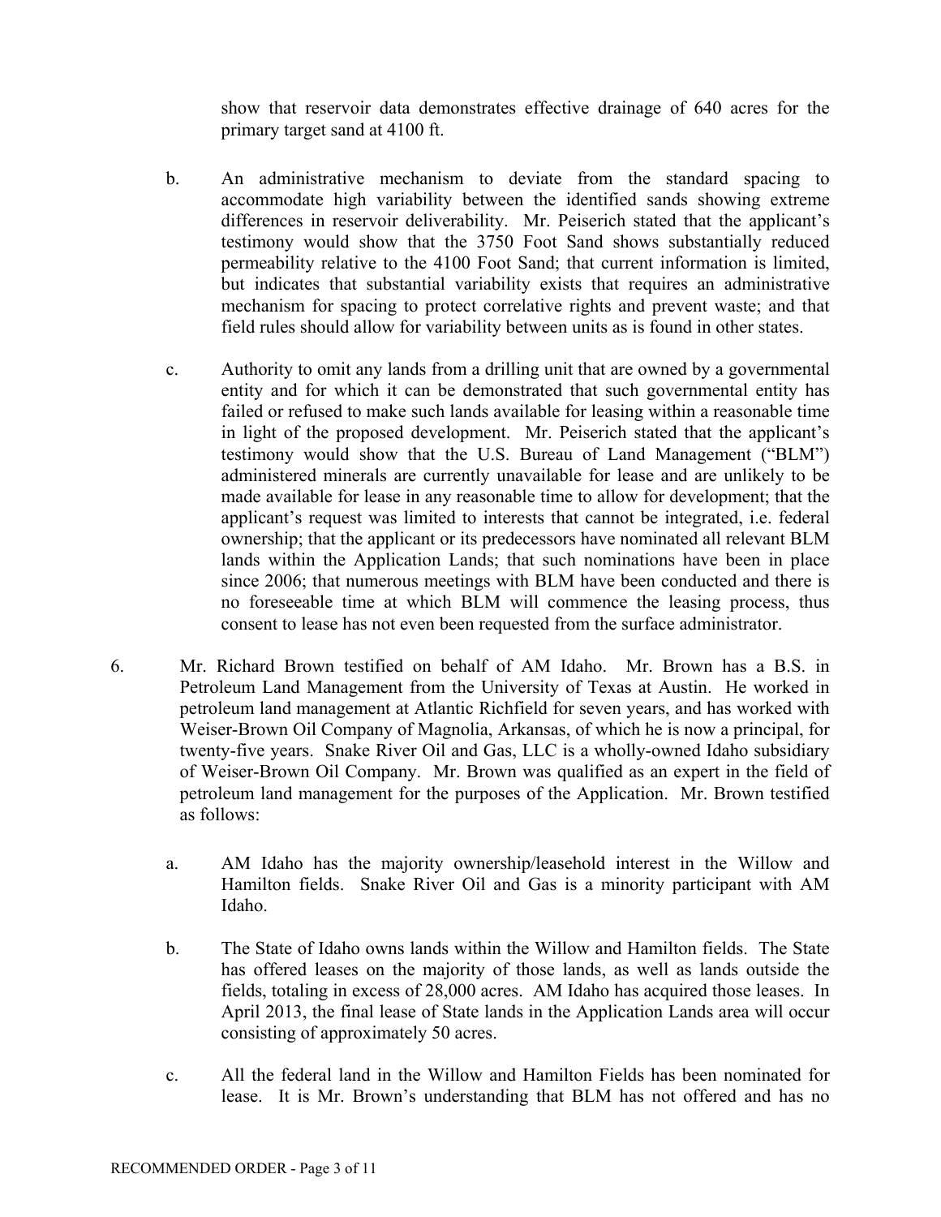show that reservoir data demonstrates effective drainage of 640 acres for the primary target sand at 4100 ft.

b. An administrative mechanism to deviate from the standard spacing to accommodate high variability between the identified sands showing extreme differences in reservoir deliverability. Mr. Peiserich stated that the applicant's testimony would show that the 3750 Foot Sand shows substantially reduced permeability relative to the 4100 Foot Sand; that current information is limited, but indicates that substantial variability exists that requires an administrative mechanism for spacing to protect correlative rights and prevent waste; and that field rules should allow for variability between units as is found in other states.

c. Authority to omit any lands from a drilling unit that are owned by a governmental entity and for which it can be demonstrated that such governmental entity has failed or refused to make such lands available for leasing within a reasonable time in light of the proposed development. Mr. Peiserich stated that the applicant's testimony would show that the U.S. Bureau of Land Management ("BLM") administered minerals are currently unavailable for lease and are unlikely to be made available for lease in any reasonable time to allow for development; that the applicant's request was limited to interests that cannot be integrated, i.e. federal ownership; that the applicant or its predecessors have nominated all relevant BLM lands within the Application Lands; that such nominations have been in place since 2006; that numerous meetings with BLM have been conducted and there is no foreseeable time at which BLM will commence the leasing process, thus consent to lease has not even been requested from the surface administrator.

6. Mr. Richard Brown testified on behalf of AM Idaho. Mr. Brown has a B.S. in Petroleum Land Management from the University of Texas at Austin. He worked in petroleum land management at Atlantic Richfield for seven years, and has worked with Weiser-Brown Oil Company of Magnolia, Arkansas, of which he is now a principal, for twenty-five years. Snake River Oil and Gas, LLC is a wholly-owned Idaho subsidiary of Weiser-Brown Oil Company. Mr. Brown was qualified as an expert in the field of petroleum land management for the purposes of the Application. Mr. Brown testified as follows:

a. AM Idaho has the majority ownership/leasehold interest in the Willow and Hamilton fields. Snake River Oil and Gas is a minority participant with AM Idaho.

b. The State of Idaho owns lands within the Willow and Hamilton fields. The State has offered leases on the majority of those lands, as well as lands outside the fields, totaling in excess of 28,000 acres. AM Idaho has acquired those leases. In April 2013, the final lease of State lands in the Application Lands area will occur consisting of approximately 50 acres.

c. All the federal land in the Willow and Hamilton Fields has been nominated for lease. It is Mr. Brown's understanding that BLM has not offered and has no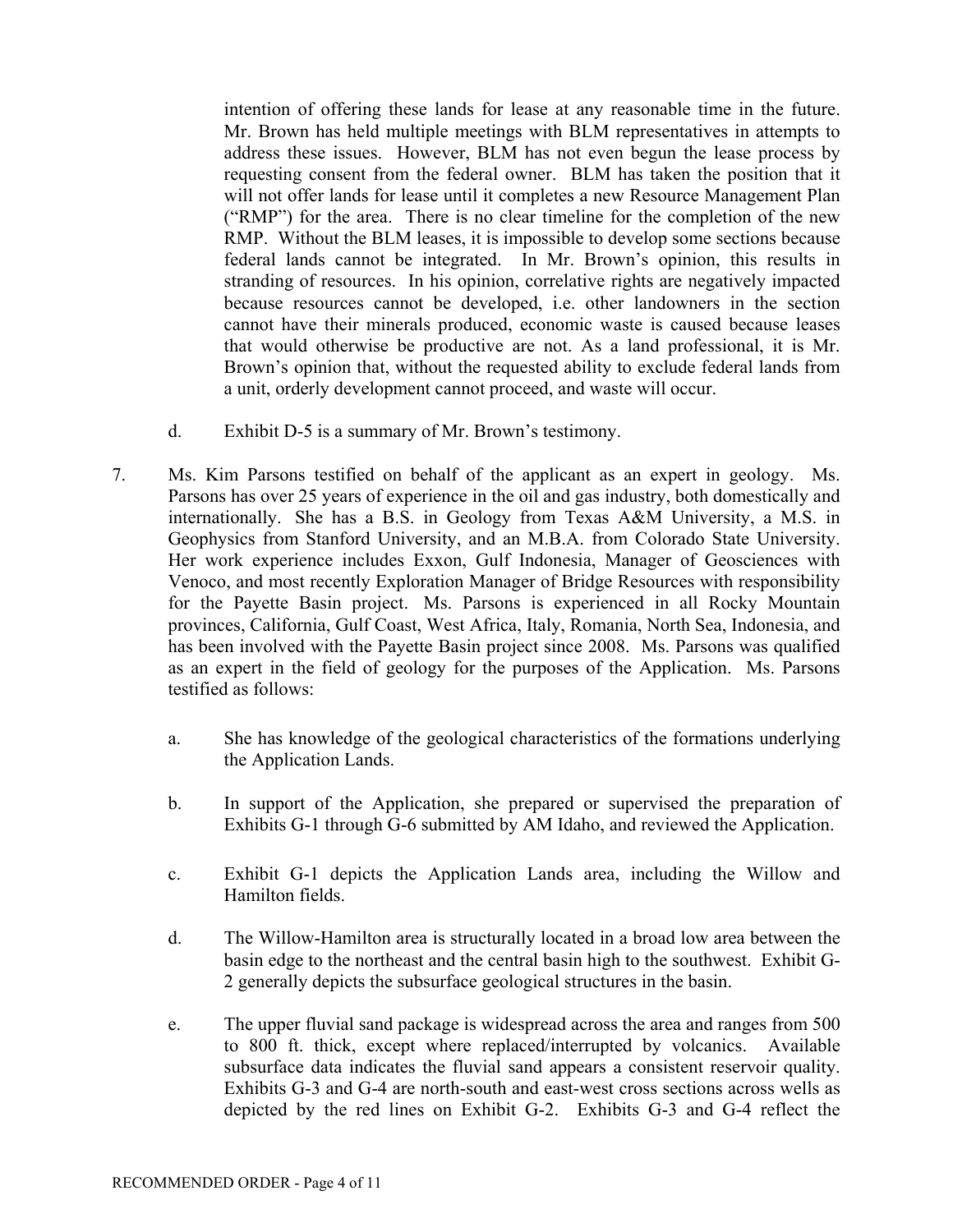intention of offering these lands for lease at any reasonable time in the future. Mr. Brown has held multiple meetings with BLM representatives in attempts to address these issues. However, BLM has not even begun the lease process by requesting consent from the federal owner. BLM has taken the position that it will not offer lands for lease until it completes a new Resource Management Plan ("RMP") for the area. There is no clear timeline for the completion of the new RMP. Without the BLM leases, it is impossible to develop some sections because federal lands cannot be integrated. In Mr. Brown's opinion, this results in stranding of resources. In his opinion, correlative rights are negatively impacted because resources cannot be developed, i.e. other landowners in the section cannot have their minerals produced, economic waste is caused because leases that would otherwise be productive are not. As a land professional, it is Mr. Brown's opinion that, without the requested ability to exclude federal lands from a unit, orderly development cannot proceed, and waste will occur.

d. Exhibit D-5 is a summary of Mr. Brown's testimony.

7. Ms. Kim Parsons testified on behalf of the applicant as an expert in geology. Ms. Parsons has over 25 years of experience in the oil and gas industry, both domestically and internationally. She has a B.S. in Geology from Texas A&M University, a M.S. in Geophysics from Stanford University, and an M.B.A. from Colorado State University. Her work experience includes Exxon, Gulf Indonesia, Manager of Geosciences with Venoco, and most recently Exploration Manager of Bridge Resources with responsibility for the Payette Basin project. Ms. Parsons is experienced in all Rocky Mountain provinces, California, Gulf Coast, West Africa, Italy, Romania, North Sea, Indonesia, and has been involved with the Payette Basin project since 2008. Ms. Parsons was qualified as an expert in the field of geology for the purposes of the Application. Ms. Parsons testified as follows:

   a. She has knowledge of the geological characteristics of the formations underlying the Application Lands.

   b. In support of the Application, she prepared or supervised the preparation of Exhibits G-1 through G-6 submitted by AM Idaho, and reviewed the Application.

   c. Exhibit G-1 depicts the Application Lands area, including the Willow and Hamilton fields.

   d. The Willow-Hamilton area is structurally located in a broad low area between the basin edge to the northeast and the central basin high to the southwest. Exhibit G-2 generally depicts the subsurface geological structures in the basin.

   e. The upper fluvial sand package is widespread across the area and ranges from 500 to 800 ft. thick, except where replaced/interrupted by volcanics. Available subsurface data indicates the fluvial sand appears a consistent reservoir quality. Exhibits G-3 and G-4 are north-south and east-west cross sections across wells as depicted by the red lines on Exhibit G-2. Exhibits G-3 and G-4 reflect the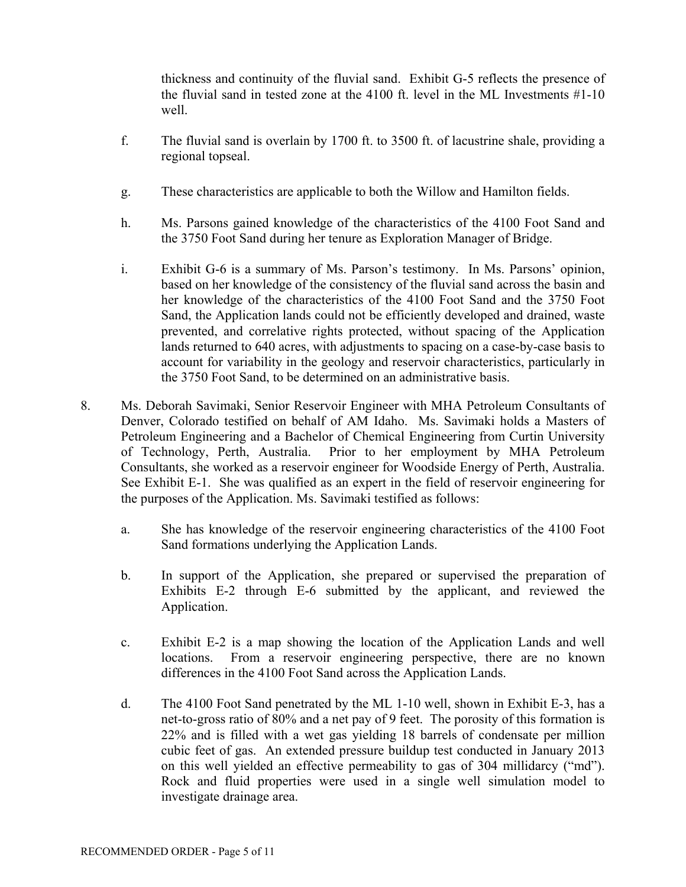thickness and continuity of the fluvial sand. Exhibit G-5 reflects the presence of the fluvial sand in tested zone at the 4100 ft. level in the ML Investments #1-10 well.

f. The fluvial sand is overlain by 1700 ft. to 3500 ft. of lacustrine shale, providing a regional topseal.

g. These characteristics are applicable to both the Willow and Hamilton fields.

h. Ms. Parsons gained knowledge of the characteristics of the 4100 Foot Sand and the 3750 Foot Sand during her tenure as Exploration Manager of Bridge.

i. Exhibit G-6 is a summary of Ms. Parson's testimony. In Ms. Parsons' opinion, based on her knowledge of the consistency of the fluvial sand across the basin and her knowledge of the characteristics of the 4100 Foot Sand and the 3750 Foot Sand, the Application lands could not be efficiently developed and drained, waste prevented, and correlative rights protected, without spacing of the Application lands returned to 640 acres, with adjustments to spacing on a case-by-case basis to account for variability in the geology and reservoir characteristics, particularly in the 3750 Foot Sand, to be determined on an administrative basis.

8. Ms. Deborah Savimaki, Senior Reservoir Engineer with MHA Petroleum Consultants of Denver, Colorado testified on behalf of AM Idaho. Ms. Savimaki holds a Masters of Petroleum Engineering and a Bachelor of Chemical Engineering from Curtin University of Technology, Perth, Australia. Prior to her employment by MHA Petroleum Consultants, she worked as a reservoir engineer for Woodside Energy of Perth, Australia. See Exhibit E-1. She was qualified as an expert in the field of reservoir engineering for the purposes of the Application. Ms. Savimaki testified as follows:

   a. She has knowledge of the reservoir engineering characteristics of the 4100 Foot Sand formations underlying the Application Lands.

   b. In support of the Application, she prepared or supervised the preparation of Exhibits E-2 through E-6 submitted by the applicant, and reviewed the Application.

   c. Exhibit E-2 is a map showing the location of the Application Lands and well locations. From a reservoir engineering perspective, there are no known differences in the 4100 Foot Sand across the Application Lands.

   d. The 4100 Foot Sand penetrated by the ML 1-10 well, shown in Exhibit E-3, has a net-to-gross ratio of 80% and a net pay of 9 feet. The porosity of this formation is 22% and is filled with a wet gas yielding 18 barrels of condensate per million cubic feet of gas. An extended pressure buildup test conducted in January 2013 on this well yielded an effective permeability to gas of 304 millidarcy ("md"). Rock and fluid properties were used in a single well simulation model to investigate drainage area.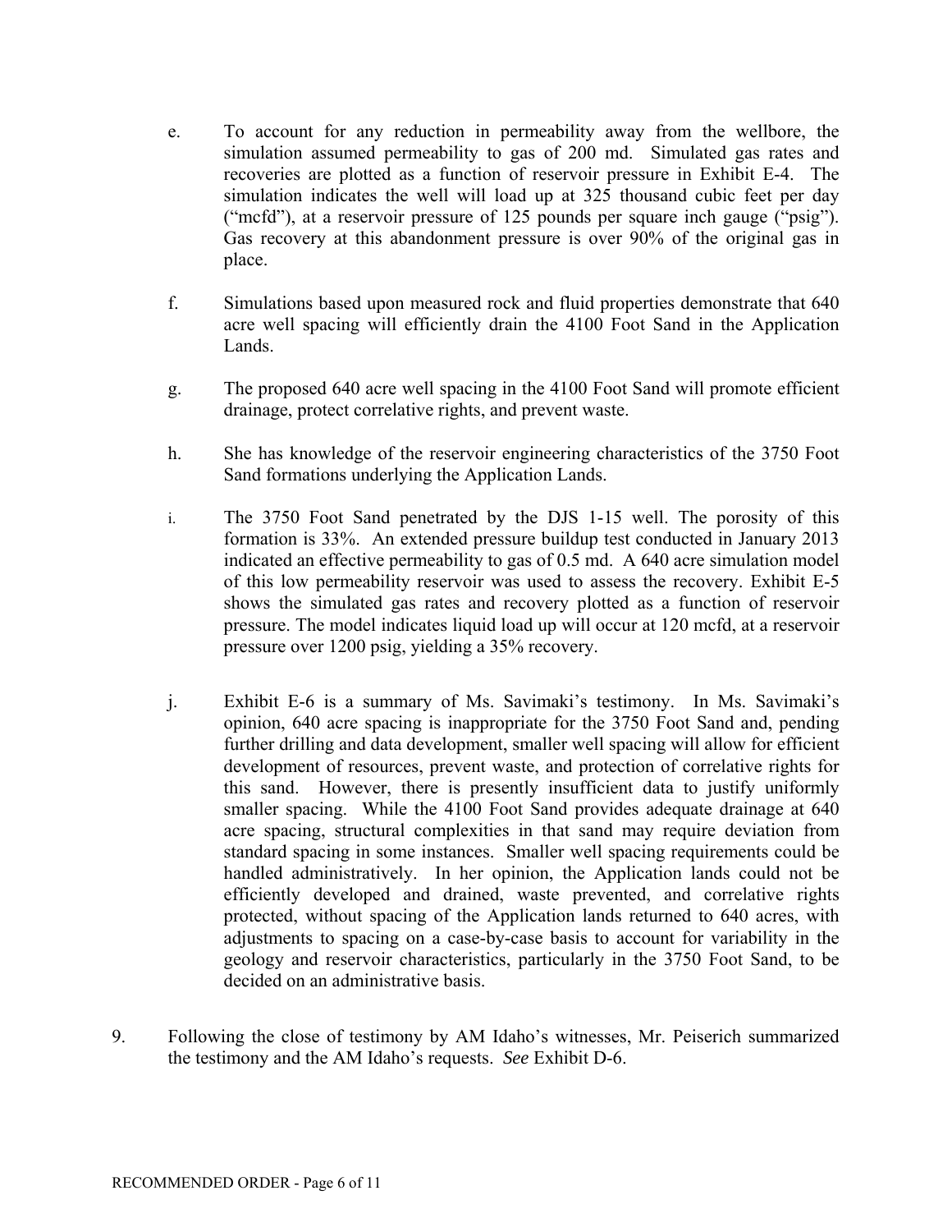e. To account for any reduction in permeability away from the wellbore, the simulation assumed permeability to gas of 200 md. Simulated gas rates and recoveries are plotted as a function of reservoir pressure in Exhibit E-4. The simulation indicates the well will load up at 325 thousand cubic feet per day ("mcfd"), at a reservoir pressure of 125 pounds per square inch gauge ("psig"). Gas recovery at this abandonment pressure is over 90% of the original gas in place.

f. Simulations based upon measured rock and fluid properties demonstrate that 640 acre well spacing will efficiently drain the 4100 Foot Sand in the Application Lands.

g. The proposed 640 acre well spacing in the 4100 Foot Sand will promote efficient drainage, protect correlative rights, and prevent waste.

h. She has knowledge of the reservoir engineering characteristics of the 3750 Foot Sand formations underlying the Application Lands.

i. The 3750 Foot Sand penetrated by the DJS 1-15 well. The porosity of this formation is 33%. An extended pressure buildup test conducted in January 2013 indicated an effective permeability to gas of 0.5 md. A 640 acre simulation model of this low permeability reservoir was used to assess the recovery. Exhibit E-5 shows the simulated gas rates and recovery plotted as a function of reservoir pressure. The model indicates liquid load up will occur at 120 mcfd, at a reservoir pressure over 1200 psig, yielding a 35% recovery.

j. Exhibit E-6 is a summary of Ms. Savimaki's testimony. In Ms. Savimaki's opinion, 640 acre spacing is inappropriate for the 3750 Foot Sand and, pending further drilling and data development, smaller well spacing will allow for efficient development of resources, prevent waste, and protection of correlative rights for this sand. However, there is presently insufficient data to justify uniformly smaller spacing. While the 4100 Foot Sand provides adequate drainage at 640 acre spacing, structural complexities in that sand may require deviation from standard spacing in some instances. Smaller well spacing requirements could be handled administratively. In her opinion, the Application lands could not be efficiently developed and drained, waste prevented, and correlative rights protected, without spacing of the Application lands returned to 640 acres, with adjustments to spacing on a case-by-case basis to account for variability in the geology and reservoir characteristics, particularly in the 3750 Foot Sand, to be decided on an administrative basis.

9. Following the close of testimony by AM Idaho's witnesses, Mr. Peiserich summarized the testimony and the AM Idaho's requests. *See* Exhibit D-6.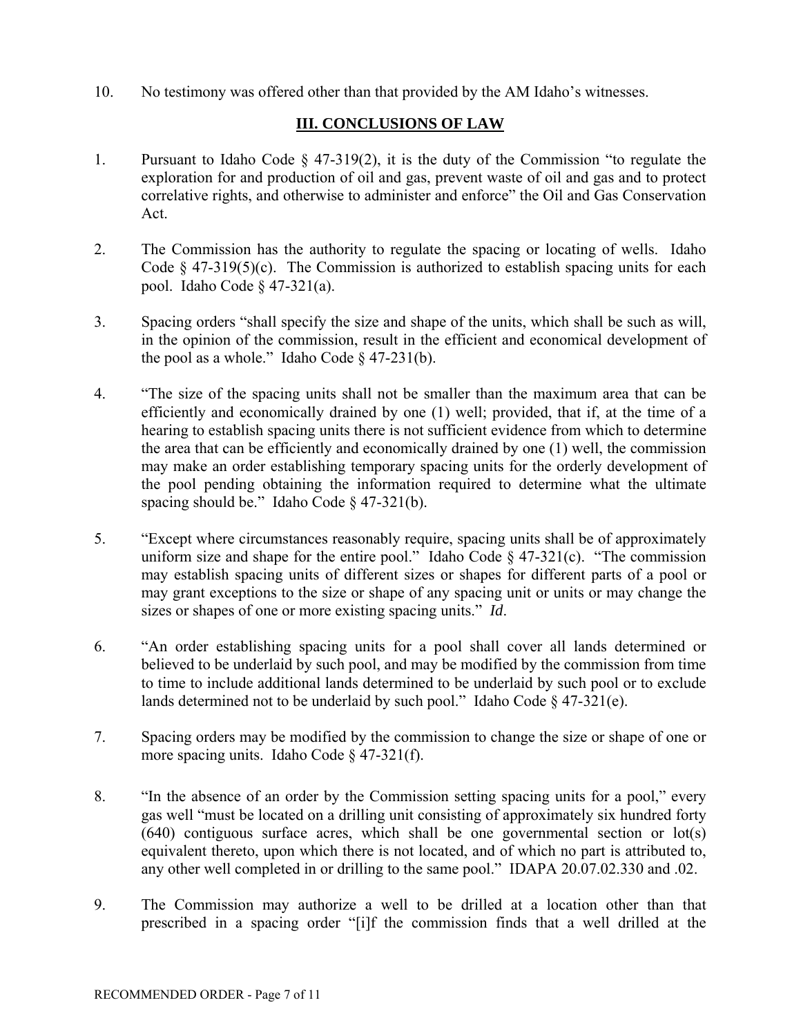10. No testimony was offered other than that provided by the AM Idaho's witnesses.

## III. CONCLUSIONS OF LAW

1. Pursuant to Idaho Code § 47-319(2), it is the duty of the Commission "to regulate the exploration for and production of oil and gas, prevent waste of oil and gas and to protect correlative rights, and otherwise to administer and enforce" the Oil and Gas Conservation Act.

2. The Commission has the authority to regulate the spacing or locating of wells. Idaho Code § 47-319(5)(c). The Commission is authorized to establish spacing units for each pool. Idaho Code § 47-321(a).

3. Spacing orders "shall specify the size and shape of the units, which shall be such as will, in the opinion of the commission, result in the efficient and economical development of the pool as a whole." Idaho Code § 47-231(b).

4. "The size of the spacing units shall not be smaller than the maximum area that can be efficiently and economically drained by one (1) well; provided, that if, at the time of a hearing to establish spacing units there is not sufficient evidence from which to determine the area that can be efficiently and economically drained by one (1) well, the commission may make an order establishing temporary spacing units for the orderly development of the pool pending obtaining the information required to determine what the ultimate spacing should be." Idaho Code § 47-321(b).

5. "Except where circumstances reasonably require, spacing units shall be of approximately uniform size and shape for the entire pool." Idaho Code § 47-321(c). "The commission may establish spacing units of different sizes or shapes for different parts of a pool or may grant exceptions to the size or shape of any spacing unit or units or may change the sizes or shapes of one or more existing spacing units." *Id*.

6. "An order establishing spacing units for a pool shall cover all lands determined or believed to be underlaid by such pool, and may be modified by the commission from time to time to include additional lands determined to be underlaid by such pool or to exclude lands determined not to be underlaid by such pool." Idaho Code § 47-321(e).

7. Spacing orders may be modified by the commission to change the size or shape of one or more spacing units. Idaho Code § 47-321(f).

8. "In the absence of an order by the Commission setting spacing units for a pool," every gas well "must be located on a drilling unit consisting of approximately six hundred forty (640) contiguous surface acres, which shall be one governmental section or lot(s) equivalent thereto, upon which there is not located, and of which no part is attributed to, any other well completed in or drilling to the same pool." IDAPA 20.07.02.330 and .02.

9. The Commission may authorize a well to be drilled at a location other than that prescribed in a spacing order "[i]f the commission finds that a well drilled at the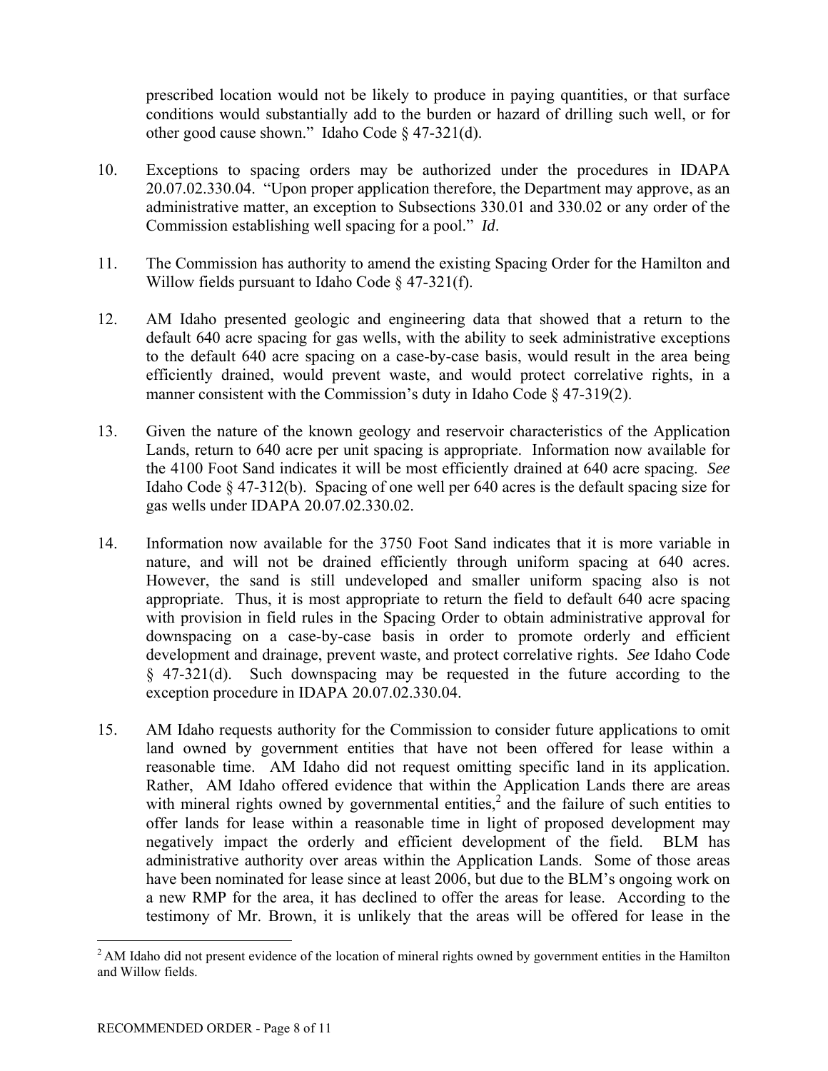prescribed location would not be likely to produce in paying quantities, or that surface conditions would substantially add to the burden or hazard of drilling such well, or for other good cause shown." Idaho Code § 47-321(d).

10. Exceptions to spacing orders may be authorized under the procedures in IDAPA 20.07.02.330.04. "Upon proper application therefore, the Department may approve, as an administrative matter, an exception to Subsections 330.01 and 330.02 or any order of the Commission establishing well spacing for a pool." *Id*.

11. The Commission has authority to amend the existing Spacing Order for the Hamilton and Willow fields pursuant to Idaho Code § 47-321(f).

12. AM Idaho presented geologic and engineering data that showed that a return to the default 640 acre spacing for gas wells, with the ability to seek administrative exceptions to the default 640 acre spacing on a case-by-case basis, would result in the area being efficiently drained, would prevent waste, and would protect correlative rights, in a manner consistent with the Commission's duty in Idaho Code § 47-319(2).

13. Given the nature of the known geology and reservoir characteristics of the Application Lands, return to 640 acre per unit spacing is appropriate. Information now available for the 4100 Foot Sand indicates it will be most efficiently drained at 640 acre spacing. *See* Idaho Code § 47-312(b). Spacing of one well per 640 acres is the default spacing size for gas wells under IDAPA 20.07.02.330.02.

14. Information now available for the 3750 Foot Sand indicates that it is more variable in nature, and will not be drained efficiently through uniform spacing at 640 acres. However, the sand is still undeveloped and smaller uniform spacing also is not appropriate. Thus, it is most appropriate to return the field to default 640 acre spacing with provision in field rules in the Spacing Order to obtain administrative approval for downspacing on a case-by-case basis in order to promote orderly and efficient development and drainage, prevent waste, and protect correlative rights. *See* Idaho Code § 47-321(d). Such downspacing may be requested in the future according to the exception procedure in IDAPA 20.07.02.330.04.

15. AM Idaho requests authority for the Commission to consider future applications to omit land owned by government entities that have not been offered for lease within a reasonable time. AM Idaho did not request omitting specific land in its application. Rather, AM Idaho offered evidence that within the Application Lands there are areas with mineral rights owned by governmental entities,[2] and the failure of such entities to offer lands for lease within a reasonable time in light of proposed development may negatively impact the orderly and efficient development of the field. BLM has administrative authority over areas within the Application Lands. Some of those areas have been nominated for lease since at least 2006, but due to the BLM's ongoing work on a new RMP for the area, it has declined to offer the areas for lease. According to the testimony of Mr. Brown, it is unlikely that the areas will be offered for lease in the

[2] AM Idaho did not present evidence of the location of mineral rights owned by government entities in the Hamilton and Willow fields.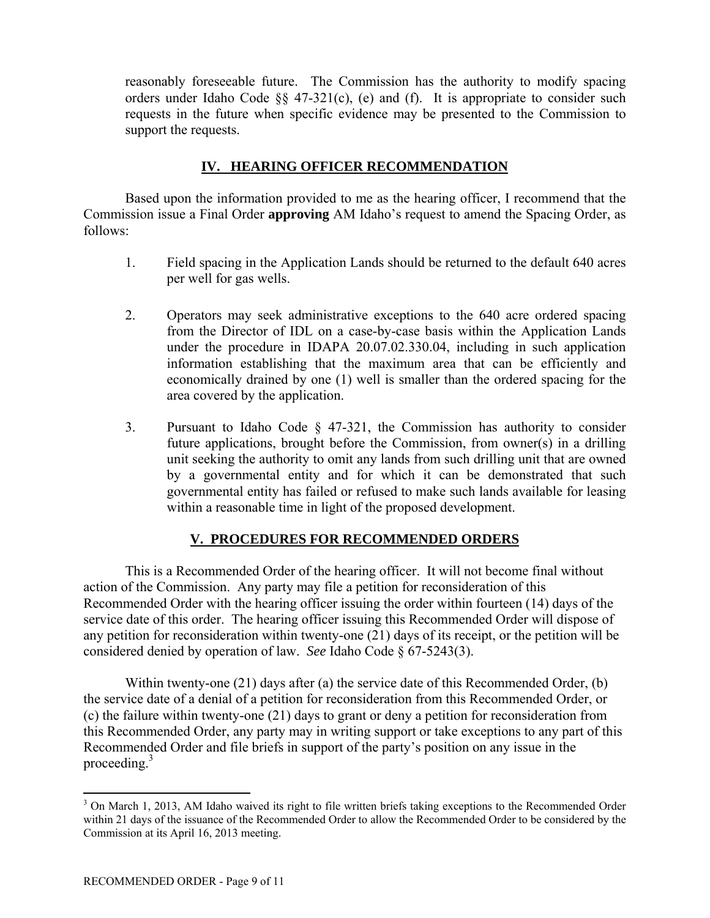reasonably foreseeable future. The Commission has the authority to modify spacing orders under Idaho Code §§ 47-321(c), (e) and (f). It is appropriate to consider such requests in the future when specific evidence may be presented to the Commission to support the requests.

## IV. HEARING OFFICER RECOMMENDATION

Based upon the information provided to me as the hearing officer, I recommend that the Commission issue a Final Order **approving** AM Idaho's request to amend the Spacing Order, as follows:

1. Field spacing in the Application Lands should be returned to the default 640 acres per well for gas wells.

2. Operators may seek administrative exceptions to the 640 acre ordered spacing from the Director of IDL on a case-by-case basis within the Application Lands under the procedure in IDAPA 20.07.02.330.04, including in such application information establishing that the maximum area that can be efficiently and economically drained by one (1) well is smaller than the ordered spacing for the area covered by the application.

3. Pursuant to Idaho Code § 47-321, the Commission has authority to consider future applications, brought before the Commission, from owner(s) in a drilling unit seeking the authority to omit any lands from such drilling unit that are owned by a governmental entity and for which it can be demonstrated that such governmental entity has failed or refused to make such lands available for leasing within a reasonable time in light of the proposed development.

## V. PROCEDURES FOR RECOMMENDED ORDERS

This is a Recommended Order of the hearing officer. It will not become final without action of the Commission. Any party may file a petition for reconsideration of this Recommended Order with the hearing officer issuing the order within fourteen (14) days of the service date of this order. The hearing officer issuing this Recommended Order will dispose of any petition for reconsideration within twenty-one (21) days of its receipt, or the petition will be considered denied by operation of law. *See* Idaho Code § 67-5243(3).

Within twenty-one (21) days after (a) the service date of this Recommended Order, (b) the service date of a denial of a petition for reconsideration from this Recommended Order, or (c) the failure within twenty-one (21) days to grant or deny a petition for reconsideration from this Recommended Order, any party may in writing support or take exceptions to any part of this Recommended Order and file briefs in support of the party's position on any issue in the proceeding.[3]

---

[3] On March 1, 2013, AM Idaho waived its right to file written briefs taking exceptions to the Recommended Order within 21 days of the issuance of the Recommended Order to allow the Recommended Order to be considered by the Commission at its April 16, 2013 meeting.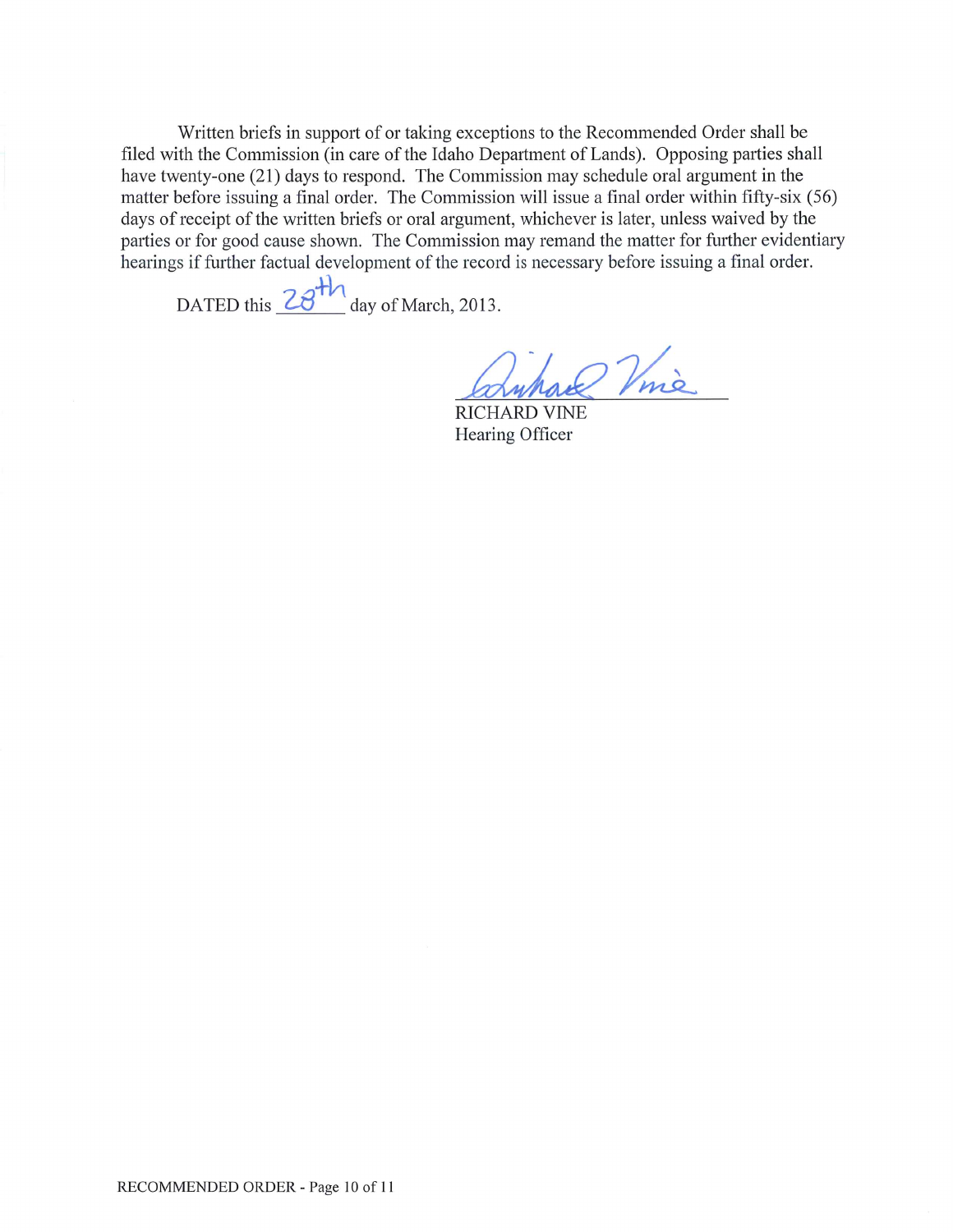Written briefs in support of or taking exceptions to the Recommended Order shall be filed with the Commission (in care of the Idaho Department of Lands). Opposing parties shall have twenty-one (21) days to respond. The Commission may schedule oral argument in the matter before issuing a final order. The Commission will issue a final order within fifty-six (56) days of receipt of the written briefs or oral argument, whichever is later, unless waived by the parties or for good cause shown. The Commission may remand the matter for further evidentiary hearings if further factual development of the record is necessary before issuing a final order.

DATED this 28th day of March, 2013.

RICHARD VINE
Hearing Officer